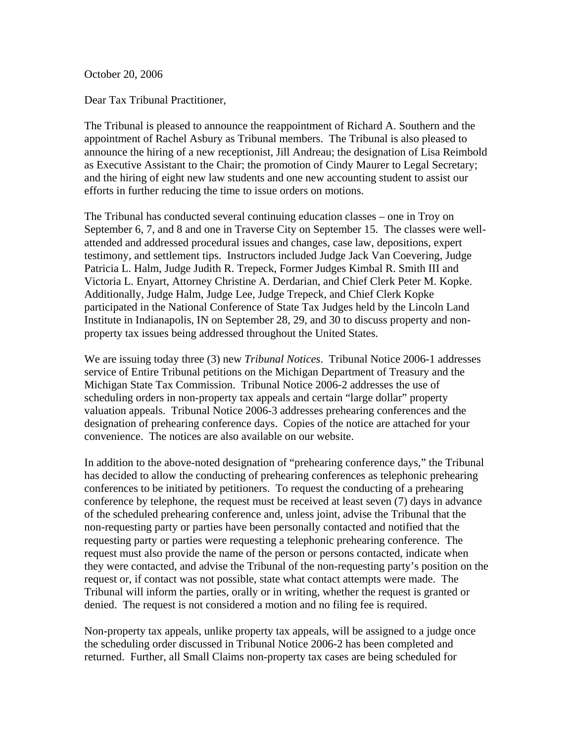October 20, 2006

Dear Tax Tribunal Practitioner,

The Tribunal is pleased to announce the reappointment of Richard A. Southern and the appointment of Rachel Asbury as Tribunal members. The Tribunal is also pleased to announce the hiring of a new receptionist, Jill Andreau; the designation of Lisa Reimbold as Executive Assistant to the Chair; the promotion of Cindy Maurer to Legal Secretary; and the hiring of eight new law students and one new accounting student to assist our efforts in further reducing the time to issue orders on motions.

The Tribunal has conducted several continuing education classes – one in Troy on September 6, 7, and 8 and one in Traverse City on September 15. The classes were well-attended and addressed procedural issues and changes, case law, depositions, expert testimony, and settlement tips. Instructors included Judge Jack Van Coevering, Judge Patricia L. Halm, Judge Judith R. Trepeck, Former Judges Kimbal R. Smith III and Victoria L. Enyart, Attorney Christine A. Derdarian, and Chief Clerk Peter M. Kopke. Additionally, Judge Halm, Judge Lee, Judge Trepeck, and Chief Clerk Kopke participated in the National Conference of State Tax Judges held by the Lincoln Land Institute in Indianapolis, IN on September 28, 29, and 30 to discuss property and non-property tax issues being addressed throughout the United States.

We are issuing today three (3) new *Tribunal Notices*. Tribunal Notice 2006-1 addresses service of Entire Tribunal petitions on the Michigan Department of Treasury and the Michigan State Tax Commission. Tribunal Notice 2006-2 addresses the use of scheduling orders in non-property tax appeals and certain "large dollar" property valuation appeals. Tribunal Notice 2006-3 addresses prehearing conferences and the designation of prehearing conference days. Copies of the notice are attached for your convenience. The notices are also available on our website.

In addition to the above-noted designation of "prehearing conference days," the Tribunal has decided to allow the conducting of prehearing conferences as telephonic prehearing conferences to be initiated by petitioners. To request the conducting of a prehearing conference by telephone, the request must be received at least seven (7) days in advance of the scheduled prehearing conference and, unless joint, advise the Tribunal that the non-requesting party or parties have been personally contacted and notified that the requesting party or parties were requesting a telephonic prehearing conference. The request must also provide the name of the person or persons contacted, indicate when they were contacted, and advise the Tribunal of the non-requesting party's position on the request or, if contact was not possible, state what contact attempts were made. The Tribunal will inform the parties, orally or in writing, whether the request is granted or denied. The request is not considered a motion and no filing fee is required.

Non-property tax appeals, unlike property tax appeals, will be assigned to a judge once the scheduling order discussed in Tribunal Notice 2006-2 has been completed and returned. Further, all Small Claims non-property tax cases are being scheduled for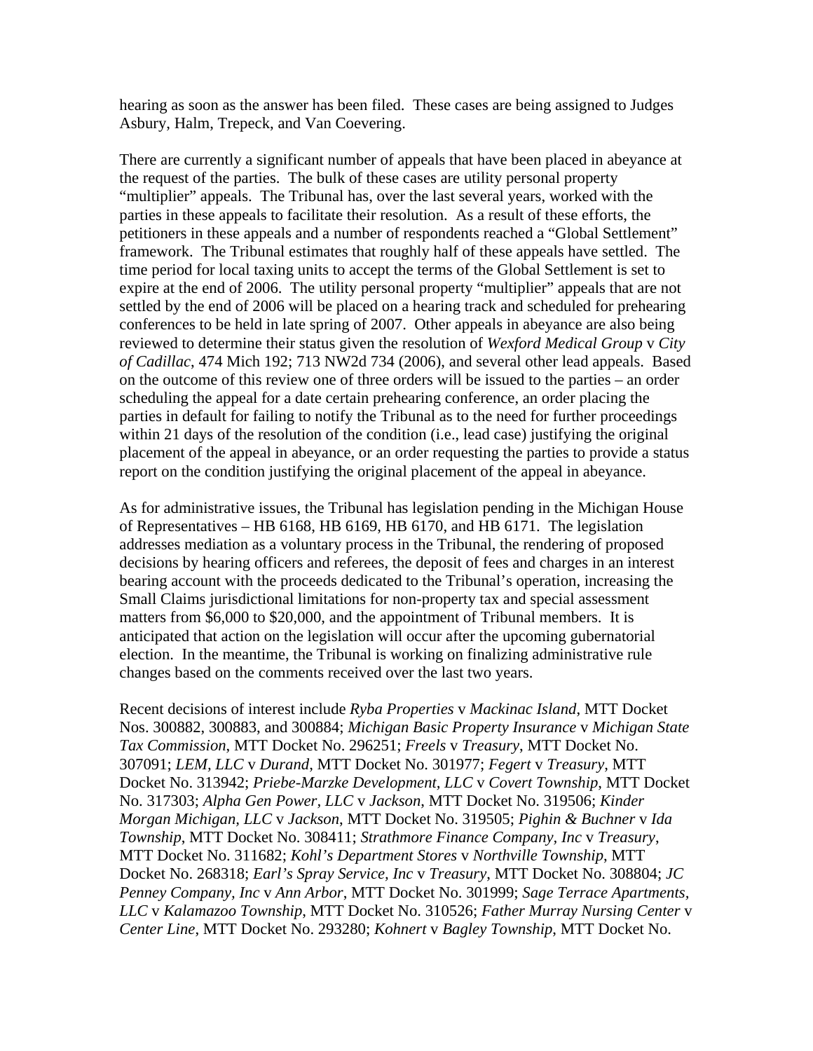hearing as soon as the answer has been filed. These cases are being assigned to Judges Asbury, Halm, Trepeck, and Van Coevering.

There are currently a significant number of appeals that have been placed in abeyance at the request of the parties. The bulk of these cases are utility personal property "multiplier" appeals. The Tribunal has, over the last several years, worked with the parties in these appeals to facilitate their resolution. As a result of these efforts, the petitioners in these appeals and a number of respondents reached a "Global Settlement" framework. The Tribunal estimates that roughly half of these appeals have settled. The time period for local taxing units to accept the terms of the Global Settlement is set to expire at the end of 2006. The utility personal property "multiplier" appeals that are not settled by the end of 2006 will be placed on a hearing track and scheduled for prehearing conferences to be held in late spring of 2007. Other appeals in abeyance are also being reviewed to determine their status given the resolution of *Wexford Medical Group* v *City of Cadillac*, 474 Mich 192; 713 NW2d 734 (2006), and several other lead appeals. Based on the outcome of this review one of three orders will be issued to the parties – an order scheduling the appeal for a date certain prehearing conference, an order placing the parties in default for failing to notify the Tribunal as to the need for further proceedings within 21 days of the resolution of the condition (i.e., lead case) justifying the original placement of the appeal in abeyance, or an order requesting the parties to provide a status report on the condition justifying the original placement of the appeal in abeyance.

As for administrative issues, the Tribunal has legislation pending in the Michigan House of Representatives – HB 6168, HB 6169, HB 6170, and HB 6171. The legislation addresses mediation as a voluntary process in the Tribunal, the rendering of proposed decisions by hearing officers and referees, the deposit of fees and charges in an interest bearing account with the proceeds dedicated to the Tribunal's operation, increasing the Small Claims jurisdictional limitations for non-property tax and special assessment matters from $6,000 to $20,000, and the appointment of Tribunal members. It is anticipated that action on the legislation will occur after the upcoming gubernatorial election. In the meantime, the Tribunal is working on finalizing administrative rule changes based on the comments received over the last two years.

Recent decisions of interest include *Ryba Properties* v *Mackinac Island*, MTT Docket Nos. 300882, 300883, and 300884; *Michigan Basic Property Insurance* v *Michigan State Tax Commission*, MTT Docket No. 296251; *Freels* v *Treasury*, MTT Docket No. 307091; *LEM, LLC* v *Durand*, MTT Docket No. 301977; *Fegert* v *Treasury*, MTT Docket No. 313942; *Priebe-Marzke Development, LLC* v *Covert Township*, MTT Docket No. 317303; *Alpha Gen Power, LLC* v *Jackson*, MTT Docket No. 319506; *Kinder Morgan Michigan, LLC* v *Jackson*, MTT Docket No. 319505; *Pighin & Buchner* v *Ida Township*, MTT Docket No. 308411; *Strathmore Finance Company, Inc* v *Treasury*, MTT Docket No. 311682; *Kohl's Department Stores* v *Northville Township*, MTT Docket No. 268318; *Earl's Spray Service, Inc* v *Treasury*, MTT Docket No. 308804; *JC Penney Company, Inc* v *Ann Arbor*, MTT Docket No. 301999; *Sage Terrace Apartments, LLC* v *Kalamazoo Township*, MTT Docket No. 310526; *Father Murray Nursing Center* v *Center Line*, MTT Docket No. 293280; *Kohnert* v *Bagley Township*, MTT Docket No.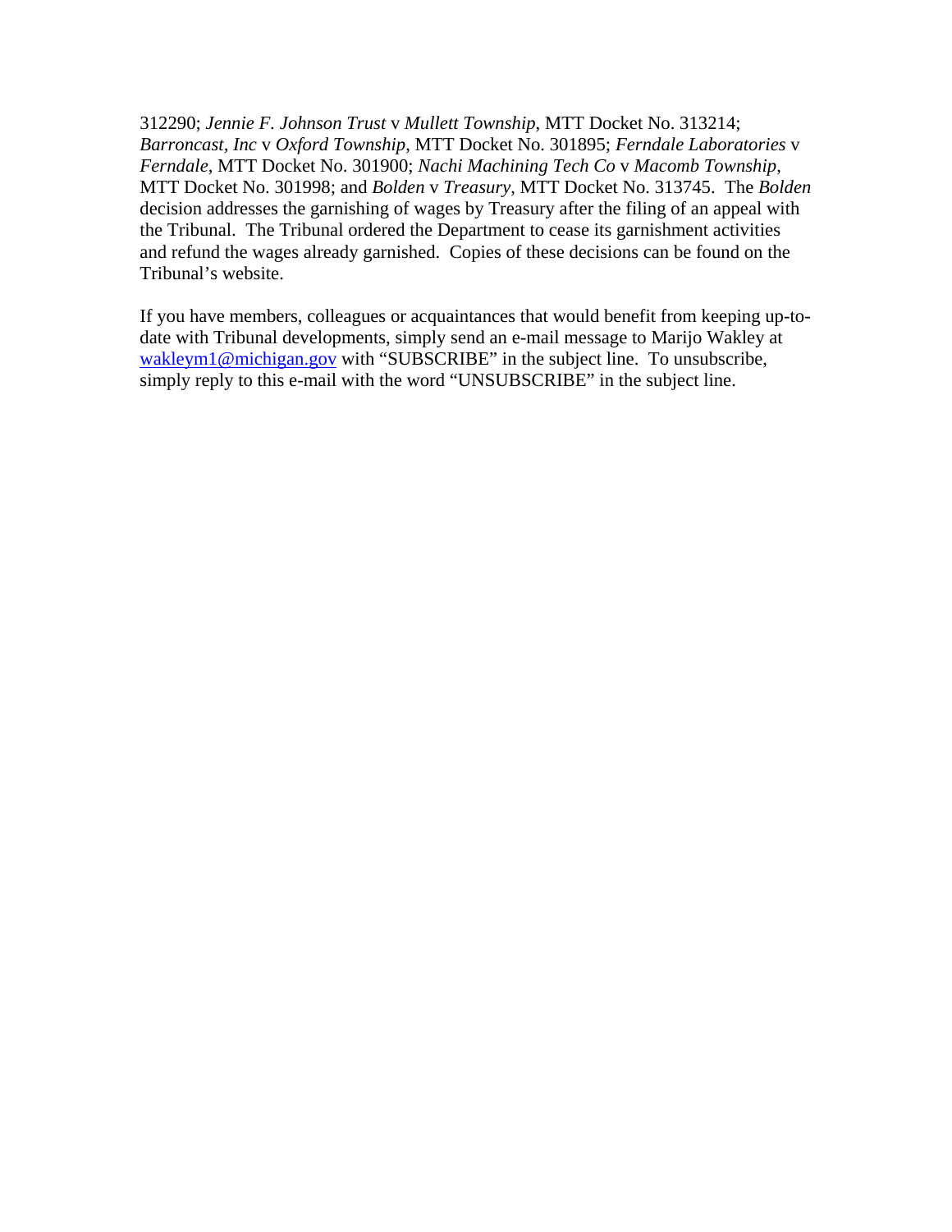312290; *Jennie F. Johnson Trust* v *Mullett Township*, MTT Docket No. 313214; *Barroncast, Inc* v *Oxford Township*, MTT Docket No. 301895; *Ferndale Laboratories* v *Ferndale*, MTT Docket No. 301900; *Nachi Machining Tech Co* v *Macomb Township*, MTT Docket No. 301998; and *Bolden* v *Treasury*, MTT Docket No. 313745. The *Bolden* decision addresses the garnishing of wages by Treasury after the filing of an appeal with the Tribunal. The Tribunal ordered the Department to cease its garnishment activities and refund the wages already garnished. Copies of these decisions can be found on the Tribunal's website.

If you have members, colleagues or acquaintances that would benefit from keeping up-to-date with Tribunal developments, simply send an e-mail message to Marijo Wakley at [wakleym1@michigan.gov](mailto:wakleym1@michigan.gov) with "SUBSCRIBE" in the subject line. To unsubscribe, simply reply to this e-mail with the word "UNSUBSCRIBE" in the subject line.